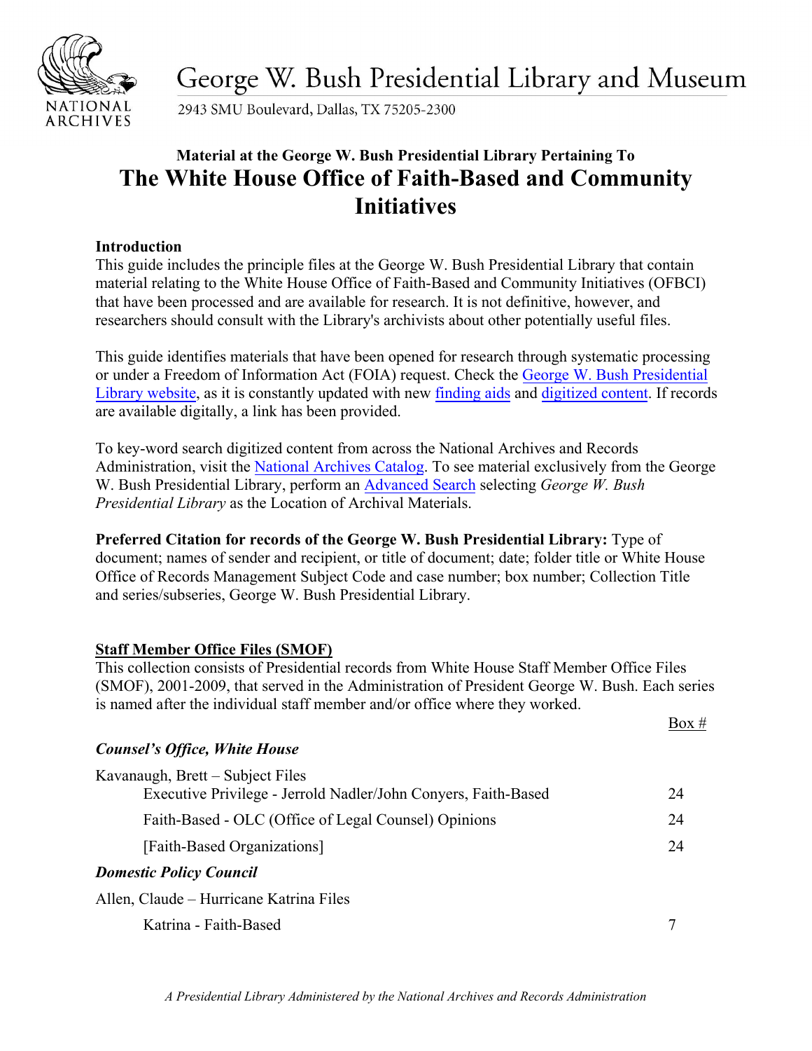George W. Bush Presidential Library and Museum

2943 SMU Boulevard, Dallas, TX 75205-2300

**Material at the George W. Bush Presidential Library Pertaining To**

# The White House Office of Faith-Based and Community Initiatives

**Introduction**

This guide includes the principle files at the George W. Bush Presidential Library that contain material relating to the White House Office of Faith-Based and Community Initiatives (OFBCI) that have been processed and are available for research. It is not definitive, however, and researchers should consult with the Library's archivists about other potentially useful files.

This guide identifies materials that have been opened for research through systematic processing or under a Freedom of Information Act (FOIA) request. Check the George W. Bush Presidential Library website, as it is constantly updated with new finding aids and digitized content. If records are available digitally, a link has been provided.

To key-word search digitized content from across the National Archives and Records Administration, visit the National Archives Catalog. To see material exclusively from the George W. Bush Presidential Library, perform an Advanced Search selecting *George W. Bush Presidential Library* as the Location of Archival Materials.

**Preferred Citation for records of the George W. Bush Presidential Library:** Type of document; names of sender and recipient, or title of document; date; folder title or White House Office of Records Management Subject Code and case number; box number; Collection Title and series/subseries, George W. Bush Presidential Library.

## Staff Member Office Files (SMOF)

This collection consists of Presidential records from White House Staff Member Office Files (SMOF), 2001-2009, that served in the Administration of President George W. Bush. Each series is named after the individual staff member and/or office where they worked.

| | Box # |
|---|---|
| ***Counsel's Office, White House*** | |
| Kavanaugh, Brett – Subject Files | |
| Executive Privilege - Jerrold Nadler/John Conyers, Faith-Based | 24 |
| Faith-Based - OLC (Office of Legal Counsel) Opinions | 24 |
| [Faith-Based Organizations] | 24 |
| ***Domestic Policy Council*** | |
| Allen, Claude – Hurricane Katrina Files | |
| Katrina - Faith-Based | 7 |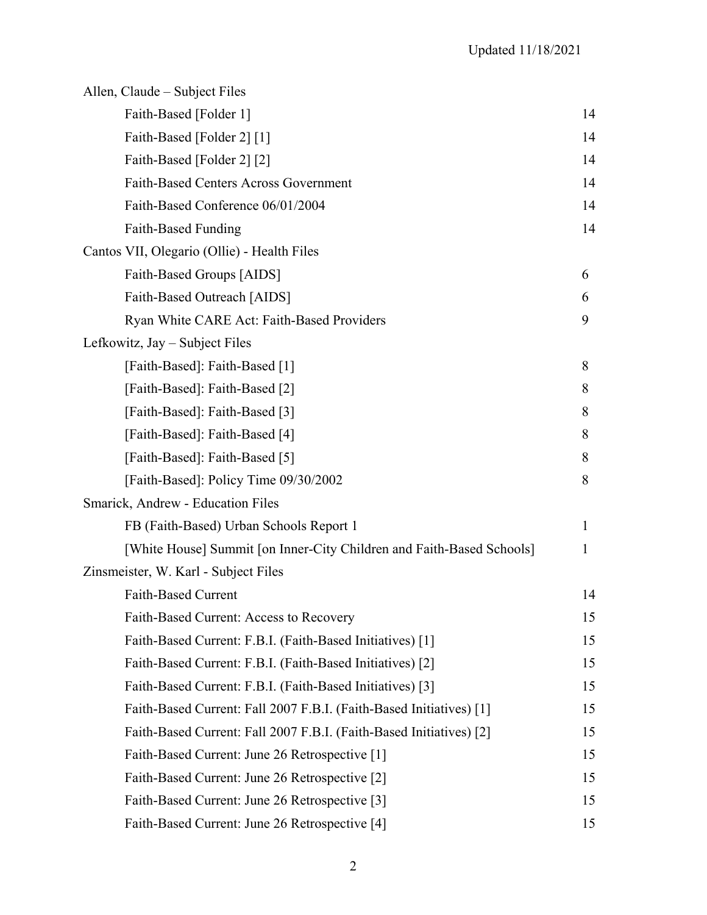Updated 11/18/2021

| Folder | Box |
|---|---|
| **Allen, Claude – Subject Files** | |
| Faith-Based [Folder 1] | 14 |
| Faith-Based [Folder 2] [1] | 14 |
| Faith-Based [Folder 2] [2] | 14 |
| Faith-Based Centers Across Government | 14 |
| Faith-Based Conference 06/01/2004 | 14 |
| Faith-Based Funding | 14 |
| **Cantos VII, Olegario (Ollie) - Health Files** | |
| Faith-Based Groups [AIDS] | 6 |
| Faith-Based Outreach [AIDS] | 6 |
| Ryan White CARE Act: Faith-Based Providers | 9 |
| **Lefkowitz, Jay – Subject Files** | |
| [Faith-Based]: Faith-Based [1] | 8 |
| [Faith-Based]: Faith-Based [2] | 8 |
| [Faith-Based]: Faith-Based [3] | 8 |
| [Faith-Based]: Faith-Based [4] | 8 |
| [Faith-Based]: Faith-Based [5] | 8 |
| [Faith-Based]: Policy Time 09/30/2002 | 8 |
| **Smarick, Andrew - Education Files** | |
| FB (Faith-Based) Urban Schools Report 1 | 1 |
| [White House] Summit [on Inner-City Children and Faith-Based Schools] | 1 |
| **Zinsmeister, W. Karl - Subject Files** | |
| Faith-Based Current | 14 |
| Faith-Based Current: Access to Recovery | 15 |
| Faith-Based Current: F.B.I. (Faith-Based Initiatives) [1] | 15 |
| Faith-Based Current: F.B.I. (Faith-Based Initiatives) [2] | 15 |
| Faith-Based Current: F.B.I. (Faith-Based Initiatives) [3] | 15 |
| Faith-Based Current: Fall 2007 F.B.I. (Faith-Based Initiatives) [1] | 15 |
| Faith-Based Current: Fall 2007 F.B.I. (Faith-Based Initiatives) [2] | 15 |
| Faith-Based Current: June 26 Retrospective [1] | 15 |
| Faith-Based Current: June 26 Retrospective [2] | 15 |
| Faith-Based Current: June 26 Retrospective [3] | 15 |
| Faith-Based Current: June 26 Retrospective [4] | 15 |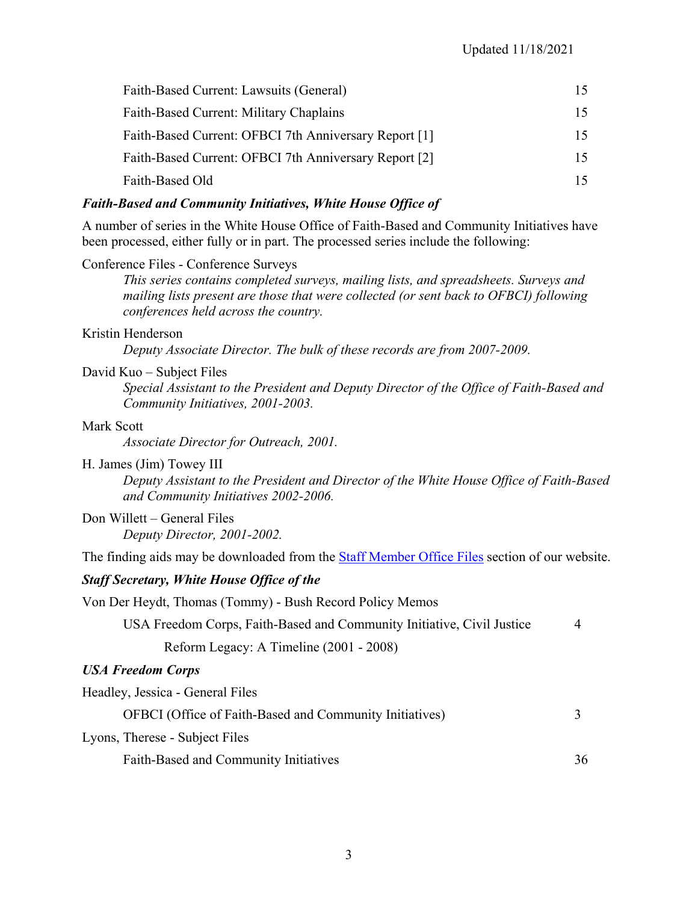| | |
|---|---|
| Faith-Based Current: Lawsuits (General) | 15 |
| Faith-Based Current: Military Chaplains | 15 |
| Faith-Based Current: OFBCI 7th Anniversary Report [1] | 15 |
| Faith-Based Current: OFBCI 7th Anniversary Report [2] | 15 |
| Faith-Based Old | 15 |

### *Faith-Based and Community Initiatives, White House Office of*

A number of series in the White House Office of Faith-Based and Community Initiatives have been processed, either fully or in part. The processed series include the following:

Conference Files - Conference Surveys

> *This series contains completed surveys, mailing lists, and spreadsheets. Surveys and mailing lists present are those that were collected (or sent back to OFBCI) following conferences held across the country.*

Kristin Henderson

> *Deputy Associate Director. The bulk of these records are from 2007-2009.*

David Kuo – Subject Files

> *Special Assistant to the President and Deputy Director of the Office of Faith-Based and Community Initiatives, 2001-2003.*

Mark Scott

> *Associate Director for Outreach, 2001.*

H. James (Jim) Towey III

> *Deputy Assistant to the President and Director of the White House Office of Faith-Based and Community Initiatives 2002-2006.*

Don Willett – General Files

> *Deputy Director, 2001-2002.*

The finding aids may be downloaded from the Staff Member Office Files section of our website.

### *Staff Secretary, White House Office of the*

Von Der Heydt, Thomas (Tommy) - Bush Record Policy Memos

| | |
|---|---|
| USA Freedom Corps, Faith-Based and Community Initiative, Civil Justice Reform Legacy: A Timeline (2001 - 2008) | 4 |

### *USA Freedom Corps*

Headley, Jessica - General Files

| | |
|---|---|
| OFBCI (Office of Faith-Based and Community Initiatives) | 3 |

Lyons, Therese - Subject Files

| | |
|---|---|
| Faith-Based and Community Initiatives | 36 |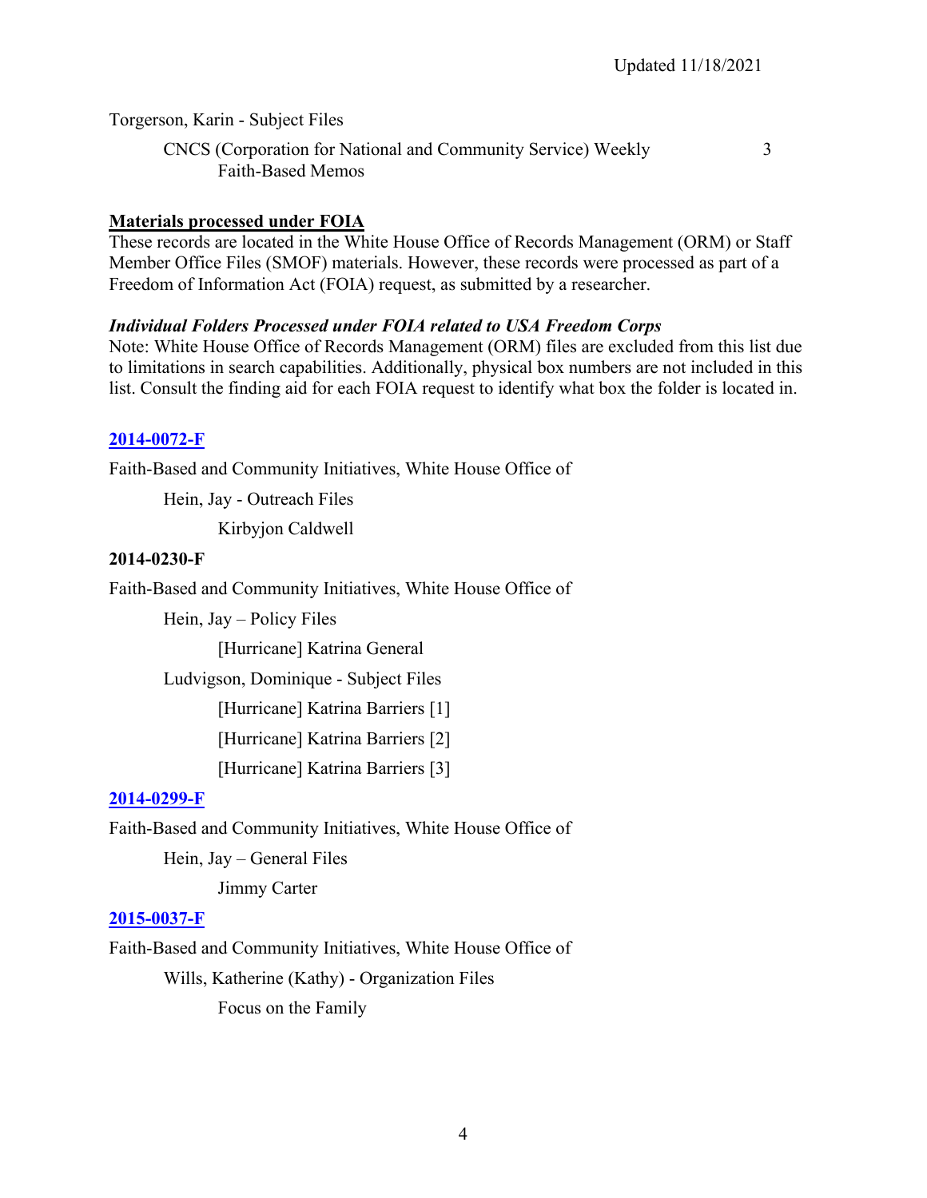Torgerson, Karin - Subject Files

CNCS (Corporation for National and Community Service) Weekly Faith-Based Memos 3

**Materials processed under FOIA**

These records are located in the White House Office of Records Management (ORM) or Staff Member Office Files (SMOF) materials. However, these records were processed as part of a Freedom of Information Act (FOIA) request, as submitted by a researcher.

***Individual Folders Processed under FOIA related to USA Freedom Corps***

Note: White House Office of Records Management (ORM) files are excluded from this list due to limitations in search capabilities. Additionally, physical box numbers are not included in this list. Consult the finding aid for each FOIA request to identify what box the folder is located in.

**2014-0072-F**

Faith-Based and Community Initiatives, White House Office of

Hein, Jay - Outreach Files

Kirbyjon Caldwell

**2014-0230-F**

Faith-Based and Community Initiatives, White House Office of

Hein, Jay – Policy Files

[Hurricane] Katrina General

Ludvigson, Dominique - Subject Files

[Hurricane] Katrina Barriers [1]

[Hurricane] Katrina Barriers [2]

[Hurricane] Katrina Barriers [3]

**2014-0299-F**

Faith-Based and Community Initiatives, White House Office of

Hein, Jay – General Files

Jimmy Carter

**2015-0037-F**

Faith-Based and Community Initiatives, White House Office of

Wills, Katherine (Kathy) - Organization Files

Focus on the Family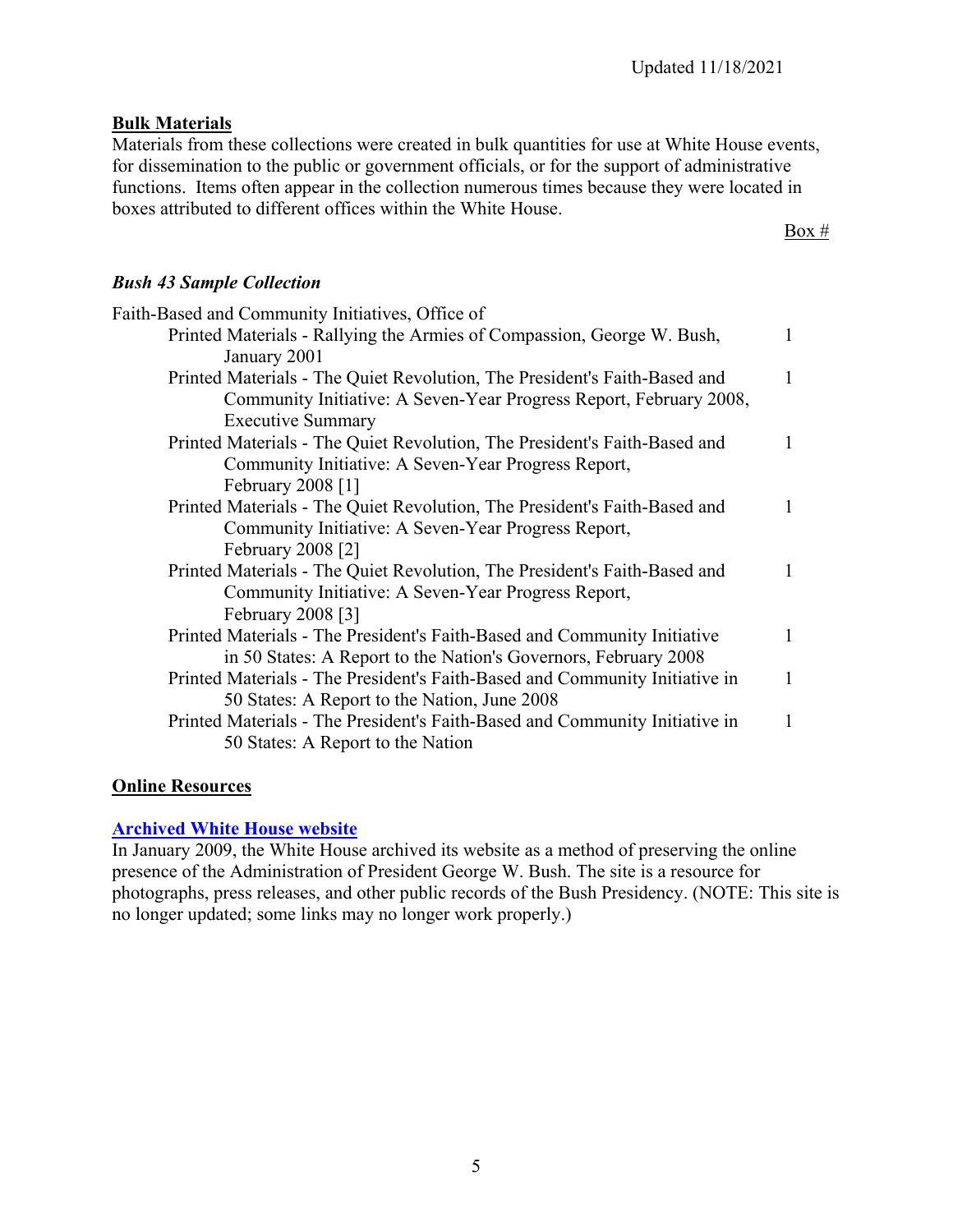Updated 11/18/2021

## Bulk Materials

Materials from these collections were created in bulk quantities for use at White House events, for dissemination to the public or government officials, or for the support of administrative functions. Items often appear in the collection numerous times because they were located in boxes attributed to different offices within the White House.

### *Bush 43 Sample Collection*

| | Box # |
|---|---|
| Faith-Based and Community Initiatives, Office of | |
| Printed Materials - Rallying the Armies of Compassion, George W. Bush, January 2001 | 1 |
| Printed Materials - The Quiet Revolution, The President's Faith-Based and Community Initiative: A Seven-Year Progress Report, February 2008, Executive Summary | 1 |
| Printed Materials - The Quiet Revolution, The President's Faith-Based and Community Initiative: A Seven-Year Progress Report, February 2008 [1] | 1 |
| Printed Materials - The Quiet Revolution, The President's Faith-Based and Community Initiative: A Seven-Year Progress Report, February 2008 [2] | 1 |
| Printed Materials - The Quiet Revolution, The President's Faith-Based and Community Initiative: A Seven-Year Progress Report, February 2008 [3] | 1 |
| Printed Materials - The President's Faith-Based and Community Initiative in 50 States: A Report to the Nation's Governors, February 2008 | 1 |
| Printed Materials - The President's Faith-Based and Community Initiative in 50 States: A Report to the Nation, June 2008 | 1 |
| Printed Materials - The President's Faith-Based and Community Initiative in 50 States: A Report to the Nation | 1 |

## Online Resources

### Archived White House website

In January 2009, the White House archived its website as a method of preserving the online presence of the Administration of President George W. Bush. The site is a resource for photographs, press releases, and other public records of the Bush Presidency. (NOTE: This site is no longer updated; some links may no longer work properly.)